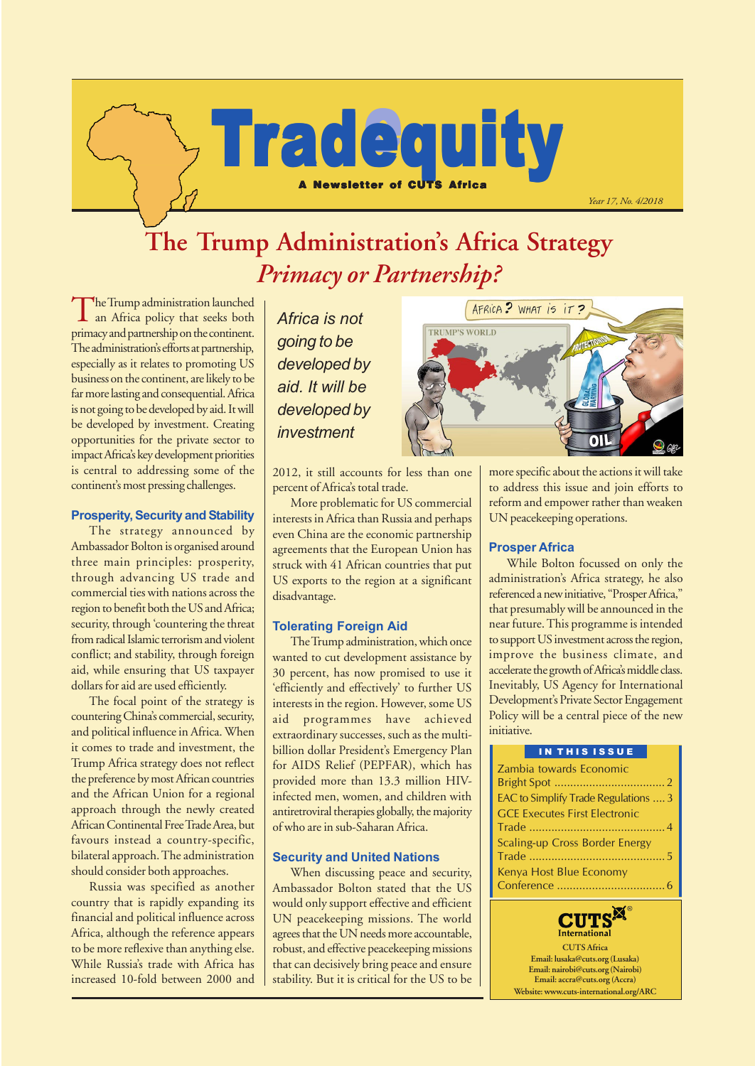# Tradequity

A Newsletter of CUTS Africa

Year 17, No. 4/2018

# The Trump Administration's Africa Strategy

## *Primacy or Partnership?*

The Trump administration launched an Africa policy that seeks both primacy and partnership on the continent. The administration's efforts at partnership, especially as it relates to promoting US business on the continent, are likely to be far more lasting and consequential. Africa is not going to be developed by aid. It will be developed by investment. Creating opportunities for the private sector to impact Africa's key development priorities is central to addressing some of the continent's most pressing challenges.

*Africa is not going to be developed by aid. It will be developed by investment*

### Prosperity, Security and Stability

The strategy announced by Ambassador Bolton is organised around three main principles: prosperity, through advancing US trade and commercial ties with nations across the region to benefit both the US and Africa; security, through 'countering the threat from radical Islamic terrorism and violent conflict; and stability, through foreign aid, while ensuring that US taxpayer dollars for aid are used efficiently.

The focal point of the strategy is countering China's commercial, security, and political influence in Africa. When it comes to trade and investment, the Trump Africa strategy does not reflect the preference by most African countries and the African Union for a regional approach through the newly created African Continental Free Trade Area, but favours instead a country-specific, bilateral approach. The administration should consider both approaches.

Russia was specified as another country that is rapidly expanding its financial and political influence across Africa, although the reference appears to be more reflexive than anything else. While Russia's trade with Africa has increased 10-fold between 2000 and 2012, it still accounts for less than one percent of Africa's total trade.

More problematic for US commercial interests in Africa than Russia and perhaps even China are the economic partnership agreements that the European Union has struck with 41 African countries that put US exports to the region at a significant disadvantage.

### Tolerating Foreign Aid

The Trump administration, which once wanted to cut development assistance by 30 percent, has now promised to use it 'efficiently and effectively' to further US interests in the region. However, some US aid programmes have achieved extraordinary successes, such as the multi-billion dollar President's Emergency Plan for AIDS Relief (PEPFAR), which has provided more than 13.3 million HIV-infected men, women, and children with antiretroviral therapies globally, the majority of who are in sub-Saharan Africa.

### Security and United Nations

When discussing peace and security, Ambassador Bolton stated that the US would only support effective and efficient UN peacekeeping missions. The world agrees that the UN needs more accountable, robust, and effective peacekeeping missions that can decisively bring peace and ensure stability. But it is critical for the US to be more specific about the actions it will take to address this issue and join efforts to reform and empower rather than weaken UN peacekeeping operations.

### Prosper Africa

While Bolton focussed on only the administration's Africa strategy, he also referenced a new initiative, "Prosper Africa," that presumably will be announced in the near future. This programme is intended to support US investment across the region, improve the business climate, and accelerate the growth of Africa's middle class. Inevitably, US Agency for International Development's Private Sector Engagement Policy will be a central piece of the new initiative.

**IN THIS ISSUE**

- Zambia towards Economic Bright Spot .... 2
- EAC to Simplify Trade Regulations .... 3
- GCE Executes First Electronic Trade .... 4
- Scaling-up Cross Border Energy Trade .... 5
- Kenya Host Blue Economy Conference .... 6

CUTS International

CUTS Africa
Email: lusaka@cuts.org (Lusaka)
Email: nairobi@cuts.org (Nairobi)
Email: accra@cuts.org (Accra)
Website: www.cuts-international.org/ARC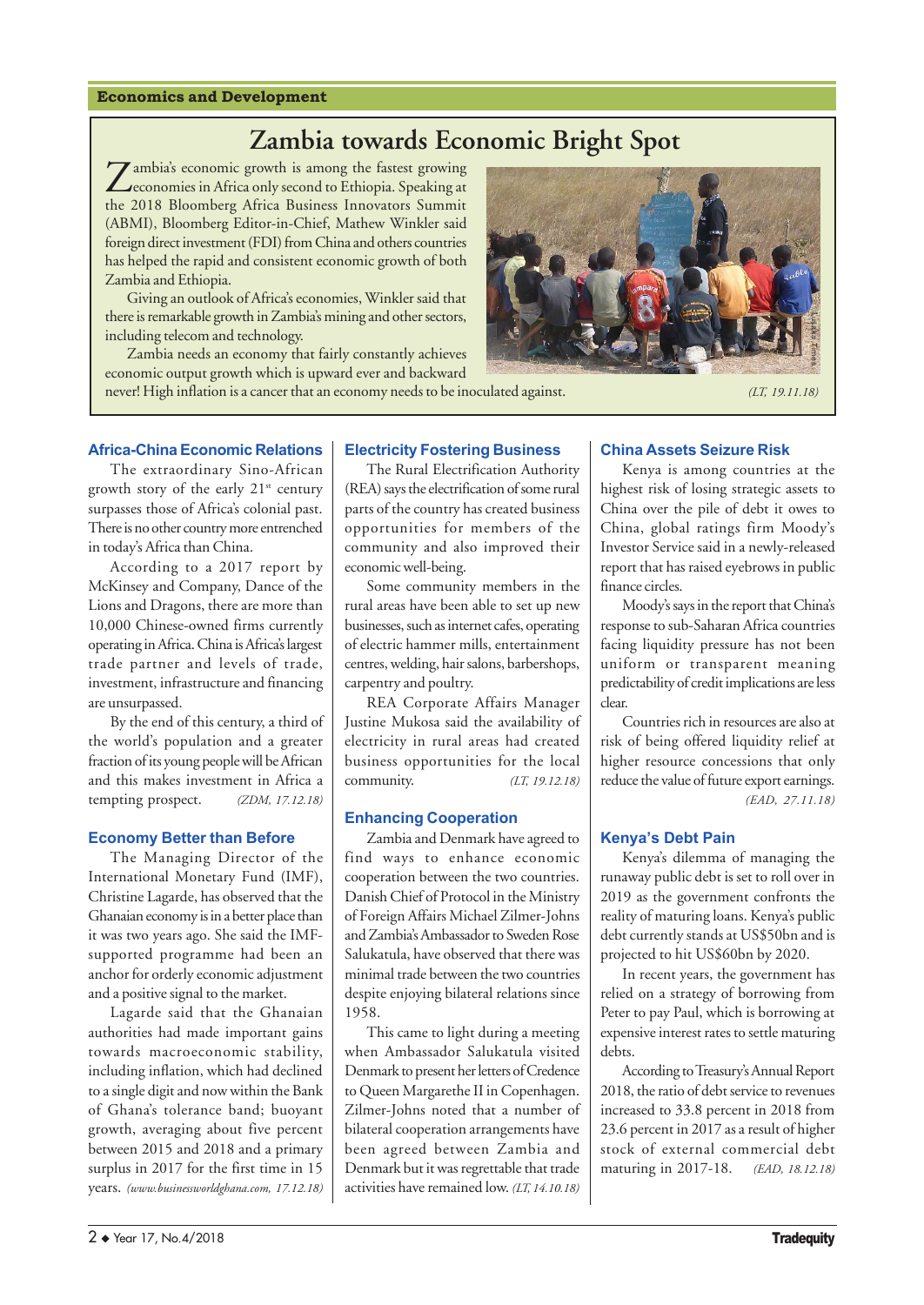## Economics and Development

# Zambia towards Economic Bright Spot

Zambia's economic growth is among the fastest growing economies in Africa only second to Ethiopia. Speaking at the 2018 Bloomberg Africa Business Innovators Summit (ABMI), Bloomberg Editor-in-Chief, Mathew Winkler said foreign direct investment (FDI) from China and others countries has helped the rapid and consistent economic growth of both Zambia and Ethiopia.

Giving an outlook of Africa's economies, Winkler said that there is remarkable growth in Zambia's mining and other sectors, including telecom and technology.

Zambia needs an economy that fairly constantly achieves economic output growth which is upward ever and backward never! High inflation is a cancer that an economy needs to be inoculated against.

*(LT, 19.11.18)*

### Africa-China Economic Relations

The extraordinary Sino-African growth story of the early 21st century surpasses those of Africa's colonial past. There is no other country more entrenched in today's Africa than China.

According to a 2017 report by McKinsey and Company, Dance of the Lions and Dragons, there are more than 10,000 Chinese-owned firms currently operating in Africa. China is Africa's largest trade partner and levels of trade, investment, infrastructure and financing are unsurpassed.

By the end of this century, a third of the world's population and a greater fraction of its young people will be African and this makes investment in Africa a tempting prospect. *(ZDM, 17.12.18)*

### Economy Better than Before

The Managing Director of the International Monetary Fund (IMF), Christine Lagarde, has observed that the Ghanaian economy is in a better place than it was two years ago. She said the IMF-supported programme had been an anchor for orderly economic adjustment and a positive signal to the market.

Lagarde said that the Ghanaian authorities had made important gains towards macroeconomic stability, including inflation, which had declined to a single digit and now within the Bank of Ghana's tolerance band; buoyant growth, averaging about five percent between 2015 and 2018 and a primary surplus in 2017 for the first time in 15 years. *(www.businessworldghana.com, 17.12.18)*

### Electricity Fostering Business

The Rural Electrification Authority (REA) says the electrification of some rural parts of the country has created business opportunities for members of the community and also improved their economic well-being.

Some community members in the rural areas have been able to set up new businesses, such as internet cafes, operating of electric hammer mills, entertainment centres, welding, hair salons, barbershops, carpentry and poultry.

REA Corporate Affairs Manager Justine Mukosa said the availability of electricity in rural areas had created business opportunities for the local community. *(LT, 19.12.18)*

### Enhancing Cooperation

Zambia and Denmark have agreed to find ways to enhance economic cooperation between the two countries. Danish Chief of Protocol in the Ministry of Foreign Affairs Michael Zilmer-Johns and Zambia's Ambassador to Sweden Rose Salukatula, have observed that there was minimal trade between the two countries despite enjoying bilateral relations since 1958.

This came to light during a meeting when Ambassador Salukatula visited Denmark to present her letters of Credence to Queen Margarethe II in Copenhagen. Zilmer-Johns noted that a number of bilateral cooperation arrangements have been agreed between Zambia and Denmark but it was regrettable that trade activities have remained low. *(LT, 14.10.18)*

### China Assets Seizure Risk

Kenya is among countries at the highest risk of losing strategic assets to China over the pile of debt it owes to China, global ratings firm Moody's Investor Service said in a newly-released report that has raised eyebrows in public finance circles.

Moody's says in the report that China's response to sub-Saharan Africa countries facing liquidity pressure has not been uniform or transparent meaning predictability of credit implications are less clear.

Countries rich in resources are also at risk of being offered liquidity relief at higher resource concessions that only reduce the value of future export earnings. *(EAD, 27.11.18)*

### Kenya's Debt Pain

Kenya's dilemma of managing the runaway public debt is set to roll over in 2019 as the government confronts the reality of maturing loans. Kenya's public debt currently stands at US\$50bn and is projected to hit US\$60bn by 2020.

In recent years, the government has relied on a strategy of borrowing from Peter to pay Paul, which is borrowing at expensive interest rates to settle maturing debts.

According to Treasury's Annual Report 2018, the ratio of debt service to revenues increased to 33.8 percent in 2018 from 23.6 percent in 2017 as a result of higher stock of external commercial debt maturing in 2017-18. *(EAD, 18.12.18)*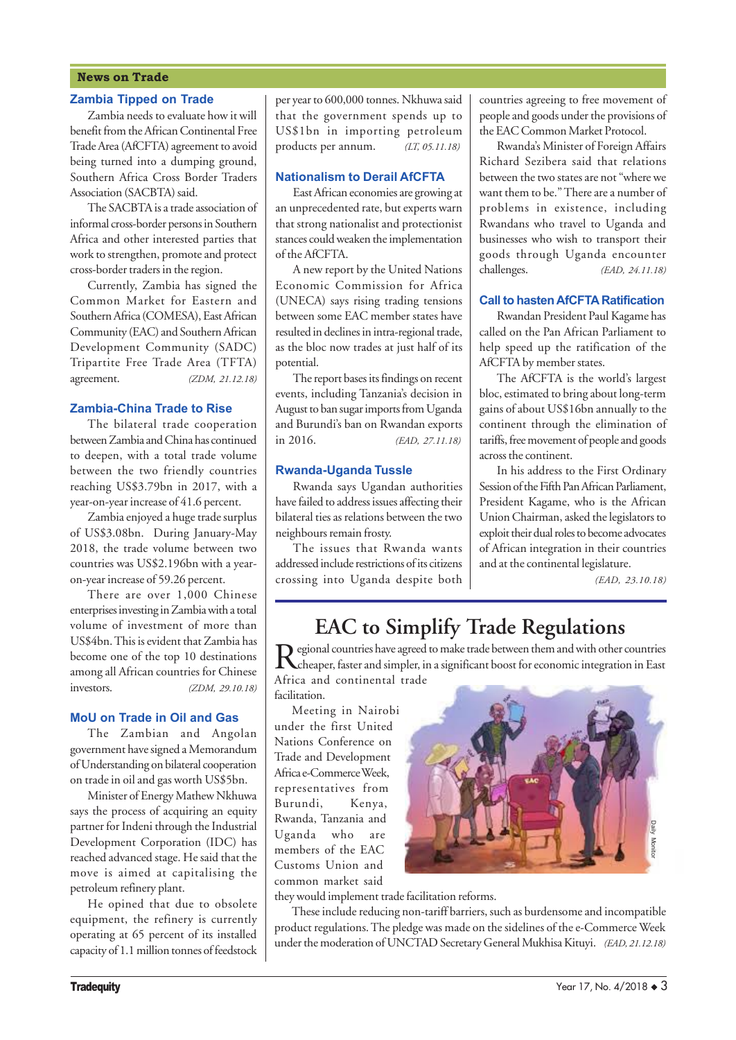## News on Trade

### Zambia Tipped on Trade

Zambia needs to evaluate how it will benefit from the African Continental Free Trade Area (AfCFTA) agreement to avoid being turned into a dumping ground, Southern Africa Cross Border Traders Association (SACBTA) said.

The SACBTA is a trade association of informal cross-border persons in Southern Africa and other interested parties that work to strengthen, promote and protect cross-border traders in the region.

Currently, Zambia has signed the Common Market for Eastern and Southern Africa (COMESA), East African Community (EAC) and Southern African Development Community (SADC) Tripartite Free Trade Area (TFTA) agreement. *(ZDM, 21.12.18)*

### Zambia-China Trade to Rise

The bilateral trade cooperation between Zambia and China has continued to deepen, with a total trade volume between the two friendly countries reaching US$3.79bn in 2017, with a year-on-year increase of 41.6 percent.

Zambia enjoyed a huge trade surplus of US$3.08bn. During January-May 2018, the trade volume between two countries was US$2.196bn with a year-on-year increase of 59.26 percent.

There are over 1,000 Chinese enterprises investing in Zambia with a total volume of investment of more than US$4bn. This is evident that Zambia has become one of the top 10 destinations among all African countries for Chinese investors. *(ZDM, 29.10.18)*

### MoU on Trade in Oil and Gas

The Zambian and Angolan government have signed a Memorandum of Understanding on bilateral cooperation on trade in oil and gas worth US$5bn.

Minister of Energy Mathew Nkhuwa says the process of acquiring an equity partner for Indeni through the Industrial Development Corporation (IDC) has reached advanced stage. He said that the move is aimed at capitalising the petroleum refinery plant.

He opined that due to obsolete equipment, the refinery is currently operating at 65 percent of its installed capacity of 1.1 million tonnes of feedstock per year to 600,000 tonnes. Nkhuwa said that the government spends up to US$1bn in importing petroleum products per annum. *(LT, 05.11.18)*

### Nationalism to Derail AfCFTA

East African economies are growing at an unprecedented rate, but experts warn that strong nationalist and protectionist stances could weaken the implementation of the AfCFTA.

A new report by the United Nations Economic Commission for Africa (UNECA) says rising trading tensions between some EAC member states have resulted in declines in intra-regional trade, as the bloc now trades at just half of its potential.

The report bases its findings on recent events, including Tanzania's decision in August to ban sugar imports from Uganda and Burundi's ban on Rwandan exports in 2016. *(EAD, 27.11.18)*

### Rwanda-Uganda Tussle

Rwanda says Ugandan authorities have failed to address issues affecting their bilateral ties as relations between the two neighbours remain frosty.

The issues that Rwanda wants addressed include restrictions of its citizens crossing into Uganda despite both countries agreeing to free movement of people and goods under the provisions of the EAC Common Market Protocol.

Rwanda's Minister of Foreign Affairs Richard Sezibera said that relations between the two states are not "where we want them to be." There are a number of problems in existence, including Rwandans who travel to Uganda and businesses who wish to transport their goods through Uganda encounter challenges. *(EAD, 24.11.18)*

### Call to hasten AfCFTA Ratification

Rwandan President Paul Kagame has called on the Pan African Parliament to help speed up the ratification of the AfCFTA by member states.

The AfCFTA is the world's largest bloc, estimated to bring about long-term gains of about US$16bn annually to the continent through the elimination of tariffs, free movement of people and goods across the continent.

In his address to the First Ordinary Session of the Fifth Pan African Parliament, President Kagame, who is the African Union Chairman, asked the legislators to exploit their dual roles to become advocates of African integration in their countries and at the continental legislature. *(EAD, 23.10.18)*

## EAC to Simplify Trade Regulations

Regional countries have agreed to make trade between them and with other countries cheaper, faster and simpler, in a significant boost for economic integration in East Africa and continental trade facilitation.

Meeting in Nairobi under the first United Nations Conference on Trade and Development Africa e-Commerce Week, representatives from Burundi, Kenya, Rwanda, Tanzania and Uganda who are members of the EAC Customs Union and common market said they would implement trade facilitation reforms.

Daily Monitor

These include reducing non-tariff barriers, such as burdensome and incompatible product regulations. The pledge was made on the sidelines of the e-Commerce Week under the moderation of UNCTAD Secretary General Mukhisa Kituyi. *(EAD, 21.12.18)*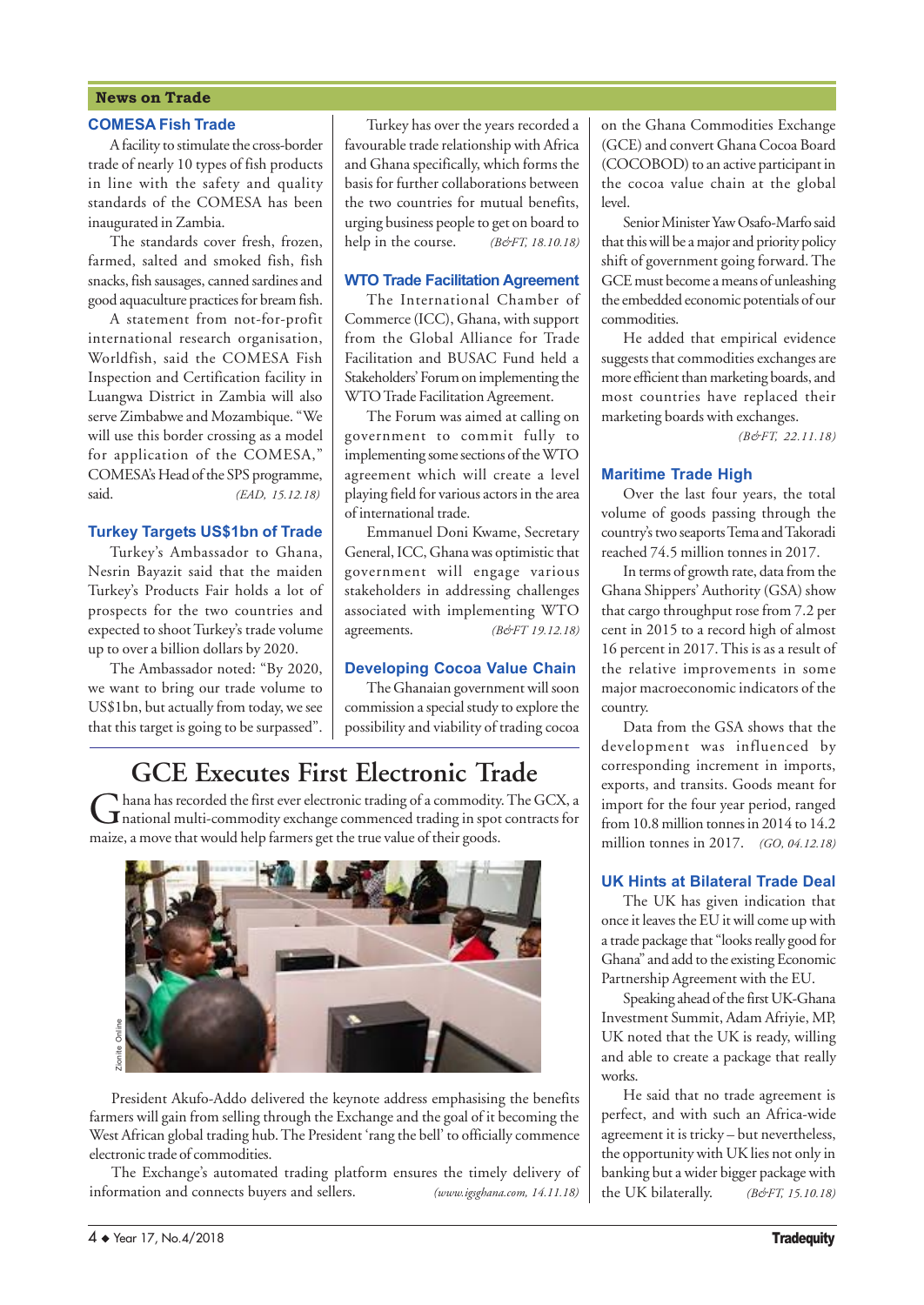## News on Trade

### COMESA Fish Trade

A facility to stimulate the cross-border trade of nearly 10 types of fish products in line with the safety and quality standards of the COMESA has been inaugurated in Zambia.

The standards cover fresh, frozen, farmed, salted and smoked fish, fish snacks, fish sausages, canned sardines and good aquaculture practices for bream fish.

A statement from not-for-profit international research organisation, Worldfish, said the COMESA Fish Inspection and Certification facility in Luangwa District in Zambia will also serve Zimbabwe and Mozambique. "We will use this border crossing as a model for application of the COMESA," COMESA's Head of the SPS programme, said. *(EAD, 15.12.18)*

### Turkey Targets US$1bn of Trade

Turkey's Ambassador to Ghana, Nesrin Bayazit said that the maiden Turkey's Products Fair holds a lot of prospects for the two countries and expected to shoot Turkey's trade volume up to over a billion dollars by 2020.

The Ambassador noted: "By 2020, we want to bring our trade volume to US$1bn, but actually from today, we see that this target is going to be surpassed".

Turkey has over the years recorded a favourable trade relationship with Africa and Ghana specifically, which forms the basis for further collaborations between the two countries for mutual benefits, urging business people to get on board to help in the course. *(B&FT, 18.10.18)*

### WTO Trade Facilitation Agreement

The International Chamber of Commerce (ICC), Ghana, with support from the Global Alliance for Trade Facilitation and BUSAC Fund held a Stakeholders' Forum on implementing the WTO Trade Facilitation Agreement.

The Forum was aimed at calling on government to commit fully to implementing some sections of the WTO agreement which will create a level playing field for various actors in the area of international trade.

Emmanuel Doni Kwame, Secretary General, ICC, Ghana was optimistic that government will engage various stakeholders in addressing challenges associated with implementing WTO agreements. *(B&FT 19.12.18)*

### Developing Cocoa Value Chain

The Ghanaian government will soon commission a special study to explore the possibility and viability of trading cocoa on the Ghana Commodities Exchange (GCE) and convert Ghana Cocoa Board (COCOBOD) to an active participant in the cocoa value chain at the global level.

Senior Minister Yaw Osafo-Marfo said that this will be a major and priority policy shift of government going forward. The GCE must become a means of unleashing the embedded economic potentials of our commodities.

He added that empirical evidence suggests that commodities exchanges are more efficient than marketing boards, and most countries have replaced their marketing boards with exchanges. *(B&FT, 22.11.18)*

## GCE Executes First Electronic Trade

Ghana has recorded the first ever electronic trading of a commodity. The GCX, a national multi-commodity exchange commenced trading in spot contracts for maize, a move that would help farmers get the true value of their goods.

Zionite Online

President Akufo-Addo delivered the keynote address emphasising the benefits farmers will gain from selling through the Exchange and the goal of it becoming the West African global trading hub. The President 'rang the bell' to officially commence electronic trade of commodities.

The Exchange's automated trading platform ensures the timely delivery of information and connects buyers and sellers. *(www.igsghana.com, 14.11.18)*

### Maritime Trade High

Over the last four years, the total volume of goods passing through the country's two seaports Tema and Takoradi reached 74.5 million tonnes in 2017.

In terms of growth rate, data from the Ghana Shippers' Authority (GSA) show that cargo throughput rose from 7.2 per cent in 2015 to a record high of almost 16 percent in 2017. This is as a result of the relative improvements in some major macroeconomic indicators of the country.

Data from the GSA shows that the development was influenced by corresponding increment in imports, exports, and transits. Goods meant for import for the four year period, ranged from 10.8 million tonnes in 2014 to 14.2 million tonnes in 2017. *(GO, 04.12.18)*

### UK Hints at Bilateral Trade Deal

The UK has given indication that once it leaves the EU it will come up with a trade package that "looks really good for Ghana" and add to the existing Economic Partnership Agreement with the EU.

Speaking ahead of the first UK-Ghana Investment Summit, Adam Afriyie, MP, UK noted that the UK is ready, willing and able to create a package that really works.

He said that no trade agreement is perfect, and with such an Africa-wide agreement it is tricky – but nevertheless, the opportunity with UK lies not only in banking but a wider bigger package with the UK bilaterally. *(B&FT, 15.10.18)*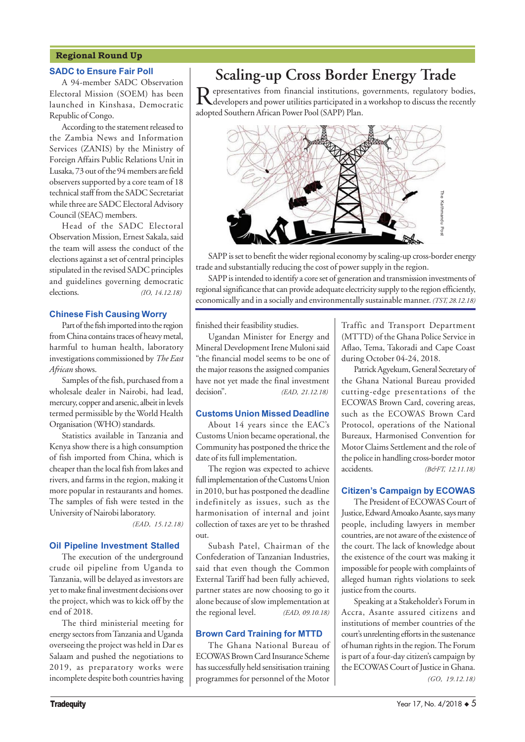## Regional Round Up

### SADC to Ensure Fair Poll

A 94-member SADC Observation Electoral Mission (SOEM) has been launched in Kinshasa, Democratic Republic of Congo.

According to the statement released to the Zambia News and Information Services (ZANIS) by the Ministry of Foreign Affairs Public Relations Unit in Lusaka, 73 out of the 94 members are field observers supported by a core team of 18 technical staff from the SADC Secretariat while three are SADC Electoral Advisory Council (SEAC) members.

Head of the SADC Electoral Observation Mission, Ernest Sakala, said the team will assess the conduct of the elections against a set of central principles stipulated in the revised SADC principles and guidelines governing democratic elections. *(IO, 14.12.18)*

### Chinese Fish Causing Worry

Part of the fish imported into the region from China contains traces of heavy metal, harmful to human health, laboratory investigations commissioned by *The East African* shows.

Samples of the fish, purchased from a wholesale dealer in Nairobi, had lead, mercury, copper and arsenic, albeit in levels termed permissible by the World Health Organisation (WHO) standards.

Statistics available in Tanzania and Kenya show there is a high consumption of fish imported from China, which is cheaper than the local fish from lakes and rivers, and farms in the region, making it more popular in restaurants and homes. The samples of fish were tested in the University of Nairobi laboratory. *(EAD, 15.12.18)*

### Oil Pipeline Investment Stalled

The execution of the underground crude oil pipeline from Uganda to Tanzania, will be delayed as investors are yet to make final investment decisions over the project, which was to kick off by the end of 2018.

The third ministerial meeting for energy sectors from Tanzania and Uganda overseeing the project was held in Dar es Salaam and pushed the negotiations to 2019, as preparatory works were incomplete despite both countries having finished their feasibility studies.

Ugandan Minister for Energy and Mineral Development Irene Muloni said "the financial model seems to be one of the major reasons the assigned companies have not yet made the final investment decision". *(EAD, 21.12.18)*

# Scaling-up Cross Border Energy Trade

Representatives from financial institutions, governments, regulatory bodies, developers and power utilities participated in a workshop to discuss the recently adopted Southern African Power Pool (SAPP) Plan.

The Kathmandu Post

SAPP is set to benefit the wider regional economy by scaling-up cross-border energy trade and substantially reducing the cost of power supply in the region.

SAPP is intended to identify a core set of generation and transmission investments of regional significance that can provide adequate electricity supply to the region efficiently, economically and in a socially and environmentally sustainable manner. *(TST, 28.12.18)*

### Customs Union Missed Deadline

About 14 years since the EAC's Customs Union became operational, the Community has postponed the thrice the date of its full implementation.

The region was expected to achieve full implementation of the Customs Union in 2010, but has postponed the deadline indefinitely as issues, such as the harmonisation of internal and joint collection of taxes are yet to be thrashed out.

Subash Patel, Chairman of the Confederation of Tanzanian Industries, said that even though the Common External Tariff had been fully achieved, partner states are now choosing to go it alone because of slow implementation at the regional level. *(EAD, 09.10.18)*

### Brown Card Training for MTTD

The Ghana National Bureau of ECOWAS Brown Card Insurance Scheme has successfully held sensitisation training programmes for personnel of the Motor Traffic and Transport Department (MTTD) of the Ghana Police Service in Aflao, Tema, Takoradi and Cape Coast during October 04-24, 2018.

Patrick Agyekum, General Secretary of the Ghana National Bureau provided cutting-edge presentations of the ECOWAS Brown Card, covering areas, such as the ECOWAS Brown Card Protocol, operations of the National Bureaux, Harmonised Convention for Motor Claims Settlement and the role of the police in handling cross-border motor accidents. *(B&FT, 12.11.18)*

### Citizen's Campaign by ECOWAS

The President of ECOWAS Court of Justice, Edward Amoako Asante, says many people, including lawyers in member countries, are not aware of the existence of the court. The lack of knowledge about the existence of the court was making it impossible for people with complaints of alleged human rights violations to seek justice from the courts.

Speaking at a Stakeholder's Forum in Accra, Asante assured citizens and institutions of member countries of the court's unrelenting efforts in the sustenance of human rights in the region. The Forum is part of a four-day citizen's campaign by the ECOWAS Court of Justice in Ghana. *(GO, 19.12.18)*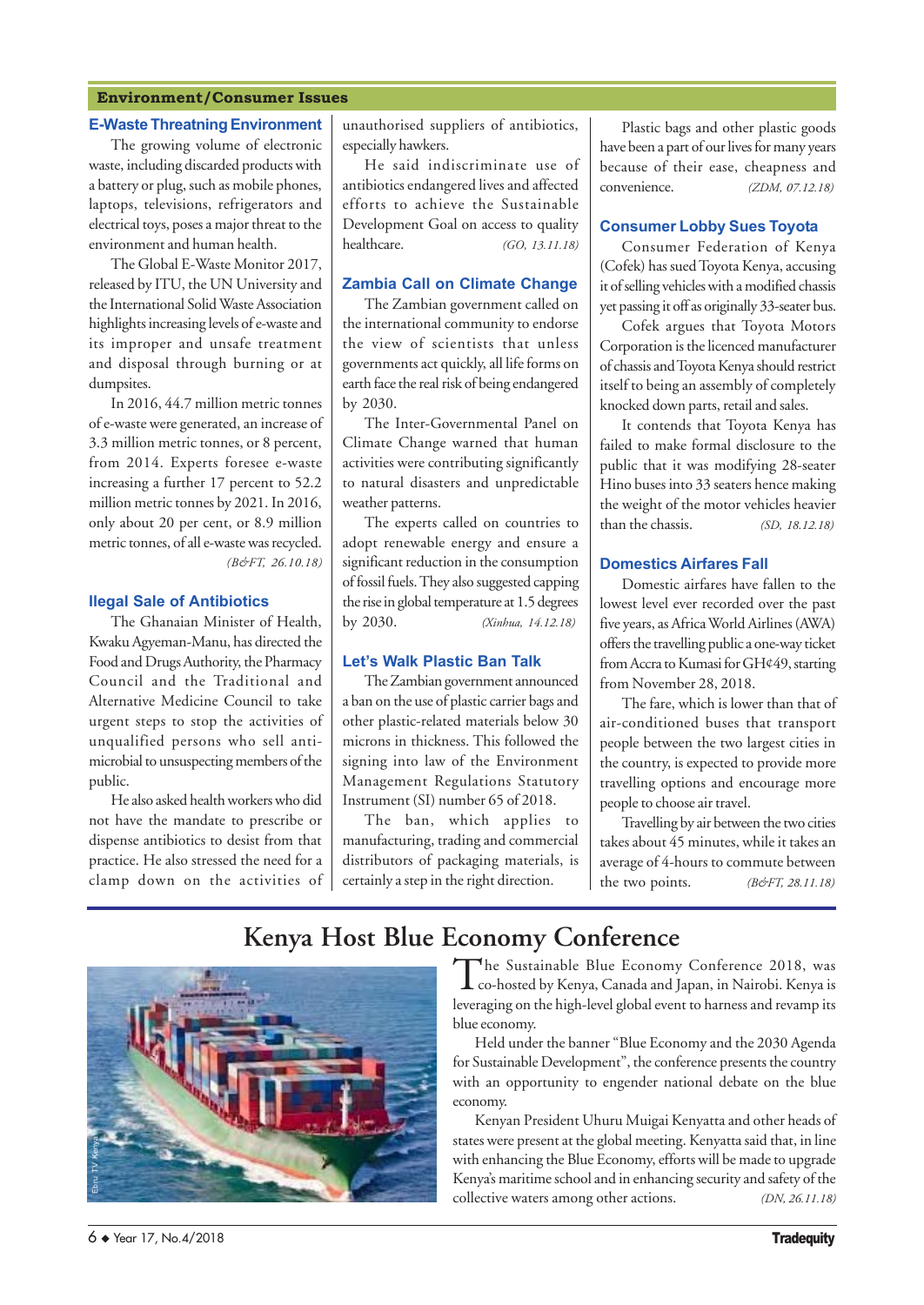## Environment/Consumer Issues

### E-Waste Threatning Environment

The growing volume of electronic waste, including discarded products with a battery or plug, such as mobile phones, laptops, televisions, refrigerators and electrical toys, poses a major threat to the environment and human health.

The Global E-Waste Monitor 2017, released by ITU, the UN University and the International Solid Waste Association highlights increasing levels of e-waste and its improper and unsafe treatment and disposal through burning or at dumpsites.

In 2016, 44.7 million metric tonnes of e-waste were generated, an increase of 3.3 million metric tonnes, or 8 percent, from 2014. Experts foresee e-waste increasing a further 17 percent to 52.2 million metric tonnes by 2021. In 2016, only about 20 per cent, or 8.9 million metric tonnes, of all e-waste was recycled. *(B&FT, 26.10.18)*

### Ilegal Sale of Antibiotics

The Ghanaian Minister of Health, Kwaku Agyeman-Manu, has directed the Food and Drugs Authority, the Pharmacy Council and the Traditional and Alternative Medicine Council to take urgent steps to stop the activities of unqualified persons who sell anti-microbial to unsuspecting members of the public.

He also asked health workers who did not have the mandate to prescribe or dispense antibiotics to desist from that practice. He also stressed the need for a clamp down on the activities of unauthorised suppliers of antibiotics, especially hawkers.

He said indiscriminate use of antibiotics endangered lives and affected efforts to achieve the Sustainable Development Goal on access to quality healthcare. *(GO, 13.11.18)*

### Zambia Call on Climate Change

The Zambian government called on the international community to endorse the view of scientists that unless governments act quickly, all life forms on earth face the real risk of being endangered by 2030.

The Inter-Governmental Panel on Climate Change warned that human activities were contributing significantly to natural disasters and unpredictable weather patterns.

The experts called on countries to adopt renewable energy and ensure a significant reduction in the consumption of fossil fuels. They also suggested capping the rise in global temperature at 1.5 degrees by 2030. *(Xinhua, 14.12.18)*

### Let's Walk Plastic Ban Talk

The Zambian government announced a ban on the use of plastic carrier bags and other plastic-related materials below 30 microns in thickness. This followed the signing into law of the Environment Management Regulations Statutory Instrument (SI) number 65 of 2018.

The ban, which applies to manufacturing, trading and commercial distributors of packaging materials, is certainly a step in the right direction.

Plastic bags and other plastic goods have been a part of our lives for many years because of their ease, cheapness and convenience. *(ZDM, 07.12.18)*

### Consumer Lobby Sues Toyota

Consumer Federation of Kenya (Cofek) has sued Toyota Kenya, accusing it of selling vehicles with a modified chassis yet passing it off as originally 33-seater bus.

Cofek argues that Toyota Motors Corporation is the licenced manufacturer of chassis and Toyota Kenya should restrict itself to being an assembly of completely knocked down parts, retail and sales.

It contends that Toyota Kenya has failed to make formal disclosure to the public that it was modifying 28-seater Hino buses into 33 seaters hence making the weight of the motor vehicles heavier than the chassis. *(SD, 18.12.18)*

### Domestics Airfares Fall

Domestic airfares have fallen to the lowest level ever recorded over the past five years, as Africa World Airlines (AWA) offers the travelling public a one-way ticket from Accra to Kumasi for GH¢49, starting from November 28, 2018.

The fare, which is lower than that of air-conditioned buses that transport people between the two largest cities in the country, is expected to provide more travelling options and encourage more people to choose air travel.

Travelling by air between the two cities takes about 45 minutes, while it takes an average of 4-hours to commute between the two points. *(B&FT, 28.11.18)*

## Kenya Host Blue Economy Conference

Ebru TV Kenya

The Sustainable Blue Economy Conference 2018, was co-hosted by Kenya, Canada and Japan, in Nairobi. Kenya is leveraging on the high-level global event to harness and revamp its blue economy.

Held under the banner "Blue Economy and the 2030 Agenda for Sustainable Development", the conference presents the country with an opportunity to engender national debate on the blue economy.

Kenyan President Uhuru Muigai Kenyatta and other heads of states were present at the global meeting. Kenyatta said that, in line with enhancing the Blue Economy, efforts will be made to upgrade Kenya's maritime school and in enhancing security and safety of the collective waters among other actions. *(DN, 26.11.18)*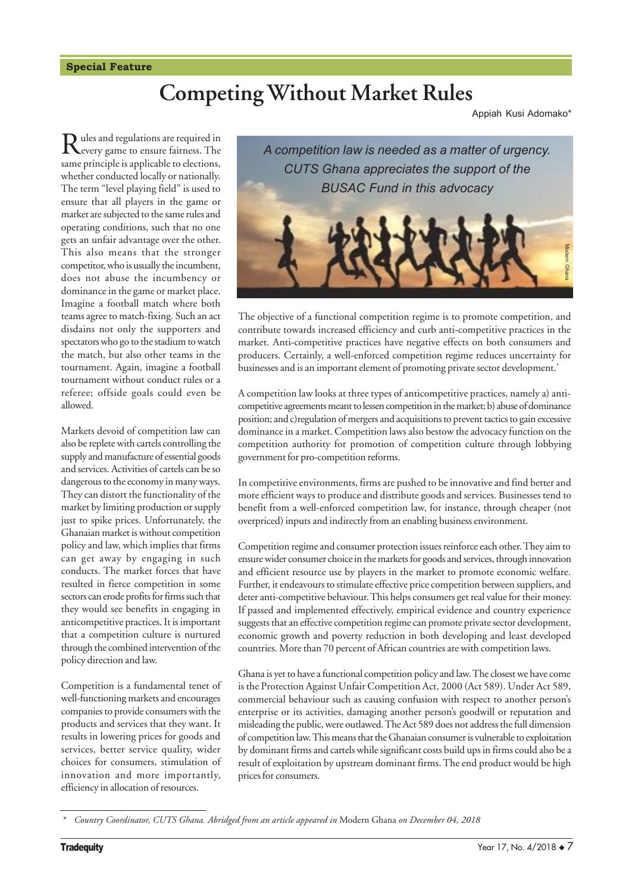Special Feature

# Competing Without Market Rules

Appiah Kusi Adomako*

Rules and regulations are required in every game to ensure fairness. The same principle is applicable to elections, whether conducted locally or nationally. The term "level playing field" is used to ensure that all players in the game or market are subjected to the same rules and operating conditions, such that no one gets an unfair advantage over the other. This also means that the stronger competitor, who is usually the incumbent, does not abuse the incumbency or dominance in the game or market place. Imagine a football match where both teams agree to match-fixing. Such an act disdains not only the supporters and spectators who go to the stadium to watch the match, but also other teams in the tournament. Again, imagine a football tournament without conduct rules or a referee; offside goals could even be allowed.

Markets devoid of competition law can also be replete with cartels controlling the supply and manufacture of essential goods and services. Activities of cartels can be so dangerous to the economy in many ways. They can distort the functionality of the market by limiting production or supply just to spike prices. Unfortunately, the Ghanaian market is without competition policy and law, which implies that firms can get away by engaging in such conducts. The market forces that have resulted in fierce competition in some sectors can erode profits for firms such that they would see benefits in engaging in anticompetitive practices. It is important that a competition culture is nurtured through the combined intervention of the policy direction and law.

Competition is a fundamental tenet of well-functioning markets and encourages companies to provide consumers with the products and services that they want. It results in lowering prices for goods and services, better service quality, wider choices for consumers, stimulation of innovation and more importantly, efficiency in allocation of resources.

*A competition law is needed as a matter of urgency. CUTS Ghana appreciates the support of the BUSAC Fund in this advocacy*

Modern Ghana

The objective of a functional competition regime is to promote competition, and contribute towards increased efficiency and curb anti-competitive practices in the market. Anti-competitive practices have negative effects on both consumers and producers. Certainly, a well-enforced competition regime reduces uncertainty for businesses and is an important element of promoting private sector development.'

A competition law looks at three types of anticompetitive practices, namely a) anti-competitive agreements meant to lessen competition in the market; b) abuse of dominance position; and c)regulation of mergers and acquisitions to prevent tactics to gain excessive dominance in a market. Competition laws also bestow the advocacy function on the competition authority for promotion of competition culture through lobbying government for pro-competition reforms.

In competitive environments, firms are pushed to be innovative and find better and more efficient ways to produce and distribute goods and services. Businesses tend to benefit from a well-enforced competition law, for instance, through cheaper (not overpriced) inputs and indirectly from an enabling business environment.

Competition regime and consumer protection issues reinforce each other. They aim to ensure wider consumer choice in the markets for goods and services, through innovation and efficient resource use by players in the market to promote economic welfare. Further, it endeavours to stimulate effective price competition between suppliers, and deter anti-competitive behaviour. This helps consumers get real value for their money. If passed and implemented effectively, empirical evidence and country experience suggests that an effective competition regime can promote private sector development, economic growth and poverty reduction in both developing and least developed countries. More than 70 percent of African countries are with competition laws.

Ghana is yet to have a functional competition policy and law. The closest we have come is the Protection Against Unfair Competition Act, 2000 (Act 589). Under Act 589, commercial behaviour such as causing confusion with respect to another person's enterprise or its activities, damaging another person's goodwill or reputation and misleading the public, were outlawed. The Act 589 does not address the full dimension of competition law. This means that the Ghanaian consumer is vulnerable to exploitation by dominant firms and cartels while significant costs build ups in firms could also be a result of exploitation by upstream dominant firms. The end product would be high prices for consumers.

\* *Country Coordinator, CUTS Ghana. Abridged from an article appeared in* Modern Ghana *on December 04, 2018*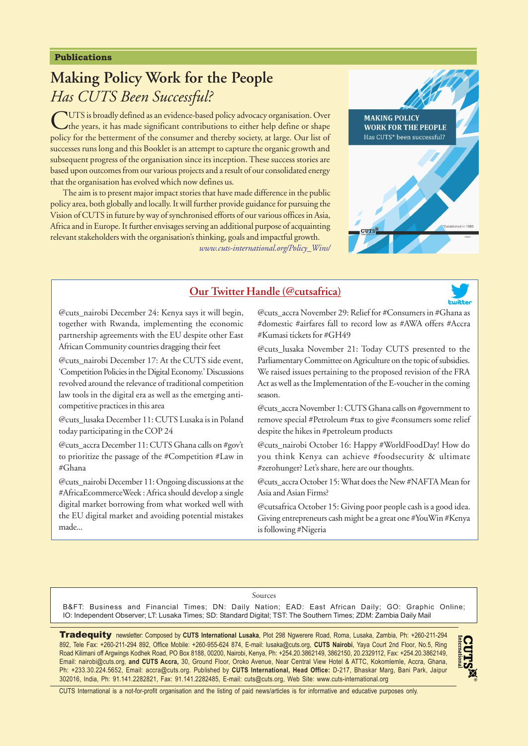**Publications**

# Making Policy Work for the People
## *Has CUTS Been Successful?*

CUTS is broadly defined as an evidence-based policy advocacy organisation. Over the years, it has made significant contributions to either help define or shape policy for the betterment of the consumer and thereby society, at large. Our list of successes runs long and this Booklet is an attempt to capture the organic growth and subsequent progress of the organisation since its inception. These success stories are based upon outcomes from our various projects and a result of our consolidated energy that the organisation has evolved which now defines us.

The aim is to present major impact stories that have made difference in the public policy area, both globally and locally. It will further provide guidance for pursuing the Vision of CUTS in future by way of synchronised efforts of our various offices in Asia, Africa and in Europe. It further envisages serving an additional purpose of acquainting relevant stakeholders with the organisation's thinking, goals and impactful growth.

*www.cuts-international.org/Policy_Wins/*

MAKING POLICY WORK FOR THE PEOPLE
Has CUTS* been successful?

*Established in 1983

## Our Twitter Handle (@cutsafrica)

@cuts_nairobi December 24: Kenya says it will begin, together with Rwanda, implementing the economic partnership agreements with the EU despite other East African Community countries dragging their feet

@cuts_nairobi December 17: At the CUTS side event, 'Competition Policies in the Digital Economy.' Discussions revolved around the relevance of traditional competition law tools in the digital era as well as the emerging anti-competitive practices in this area

@cuts_lusaka December 11: CUTS Lusaka is in Poland today participating in the COP 24

@cuts_accra December 11: CUTS Ghana calls on #gov't to prioritize the passage of the #Competition #Law in #Ghana

@cuts_nairobi December 11: Ongoing discussions at the #AfricaEcommerceWeek : Africa should develop a single digital market borrowing from what worked well with the EU digital market and avoiding potential mistakes made...

@cuts_accra November 29: Relief for #Consumers in #Ghana as #domestic #airfares fall to record low as #AWA offers #Accra #Kumasi tickets for #GH49

@cuts_lusaka November 21: Today CUTS presented to the Parliamentary Committee on Agriculture on the topic of subsidies. We raised issues pertaining to the proposed revision of the FRA Act as well as the Implementation of the E-voucher in the coming season.

@cuts_accra November 1: CUTS Ghana calls on #government to remove special #Petroleum #tax to give #consumers some relief despite the hikes in #petroleum products

@cuts_nairobi October 16: Happy #WorldFoodDay! How do you think Kenya can achieve #foodsecurity & ultimate #zerohunger? Let's share, here are our thoughts.

@cuts_accra October 15: What does the New #NAFTA Mean for Asia and Asian Firms?

@cutsafrica October 15: Giving poor people cash is a good idea. Giving entrepreneurs cash might be a great one #YouWin #Kenya is following #Nigeria

Sources

B&FT: Business and Financial Times; DN: Daily Nation; EAD: East African Daily; GO: Graphic Online; IO: Independent Observer; LT: Lusaka Times; SD: Standard Digital; TST: The Southern Times; ZDM: Zambia Daily Mail

**Tradequity** newsletter: Composed by **CUTS International Lusaka**, Plot 298 Ngwerere Road, Roma, Lusaka, Zambia, Ph: +260-211-294 892, Tele Fax: +260-211-294 892, Office Mobile: +260-955-624 874, E-mail: lusaka@cuts.org, **CUTS Nairobi**, Yaya Court 2nd Floor, No.5, Ring Road Kilimani off Argwings Kodhek Road, PO Box 8188, 00200, Nairobi, Kenya, Ph: +254.20.3862149, 3862150, 20.2329112, Fax: +254.20.3862149, Email: nairobi@cuts.org, **and CUTS Accra,** 30, Ground Floor, Oroko Avenue, Near Central View Hotel & ATTC, Kokomlemle, Accra, Ghana, Ph: +233.30.224.5652, Email: accra@cuts.org. Published by **CUTS International, Head Office:** D-217, Bhaskar Marg, Bani Park, Jaipur 302016, India, Ph: 91.141.2282821, Fax: 91.141.2282485, E-mail: cuts@cuts.org, Web Site: www.cuts-international.org

CUTS International is a not-for-profit organisation and the listing of paid news/articles is for informative and educative purposes only.